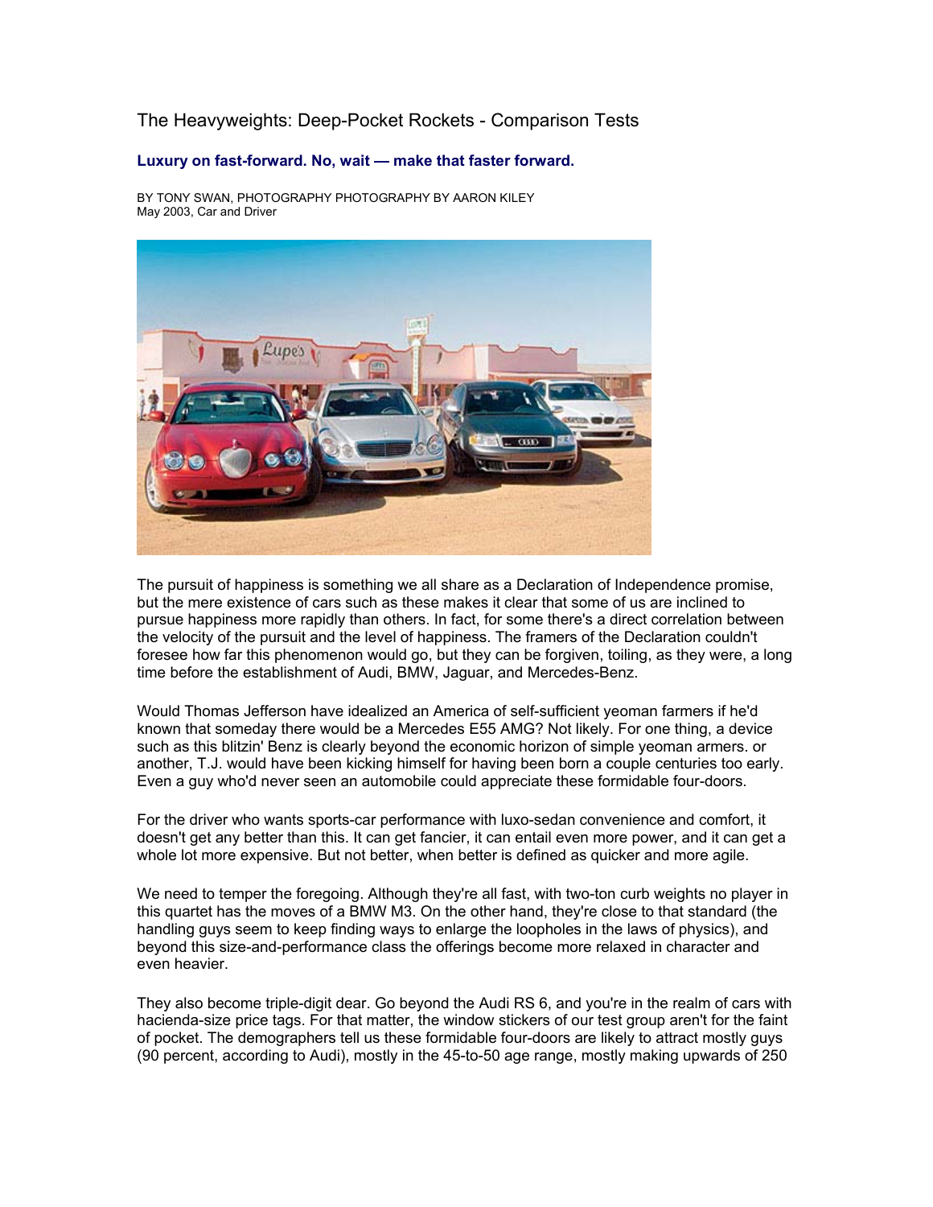# The Heavyweights: Deep-Pocket Rockets - Comparison Tests

**Luxury on fast-forward. No, wait — make that faster forward.**

BY TONY SWAN, PHOTOGRAPHY PHOTOGRAPHY BY AARON KILEY
May 2003, Car and Driver

The pursuit of happiness is something we all share as a Declaration of Independence promise, but the mere existence of cars such as these makes it clear that some of us are inclined to pursue happiness more rapidly than others. In fact, for some there's a direct correlation between the velocity of the pursuit and the level of happiness. The framers of the Declaration couldn't foresee how far this phenomenon would go, but they can be forgiven, toiling, as they were, a long time before the establishment of Audi, BMW, Jaguar, and Mercedes-Benz.

Would Thomas Jefferson have idealized an America of self-sufficient yeoman farmers if he'd known that someday there would be a Mercedes E55 AMG? Not likely. For one thing, a device such as this blitzin' Benz is clearly beyond the economic horizon of simple yeoman armers. or another, T.J. would have been kicking himself for having been born a couple centuries too early. Even a guy who'd never seen an automobile could appreciate these formidable four-doors.

For the driver who wants sports-car performance with luxo-sedan convenience and comfort, it doesn't get any better than this. It can get fancier, it can entail even more power, and it can get a whole lot more expensive. But not better, when better is defined as quicker and more agile.

We need to temper the foregoing. Although they're all fast, with two-ton curb weights no player in this quartet has the moves of a BMW M3. On the other hand, they're close to that standard (the handling guys seem to keep finding ways to enlarge the loopholes in the laws of physics), and beyond this size-and-performance class the offerings become more relaxed in character and even heavier.

They also become triple-digit dear. Go beyond the Audi RS 6, and you're in the realm of cars with hacienda-size price tags. For that matter, the window stickers of our test group aren't for the faint of pocket. The demographers tell us these formidable four-doors are likely to attract mostly guys (90 percent, according to Audi), mostly in the 45-to-50 age range, mostly making upwards of 250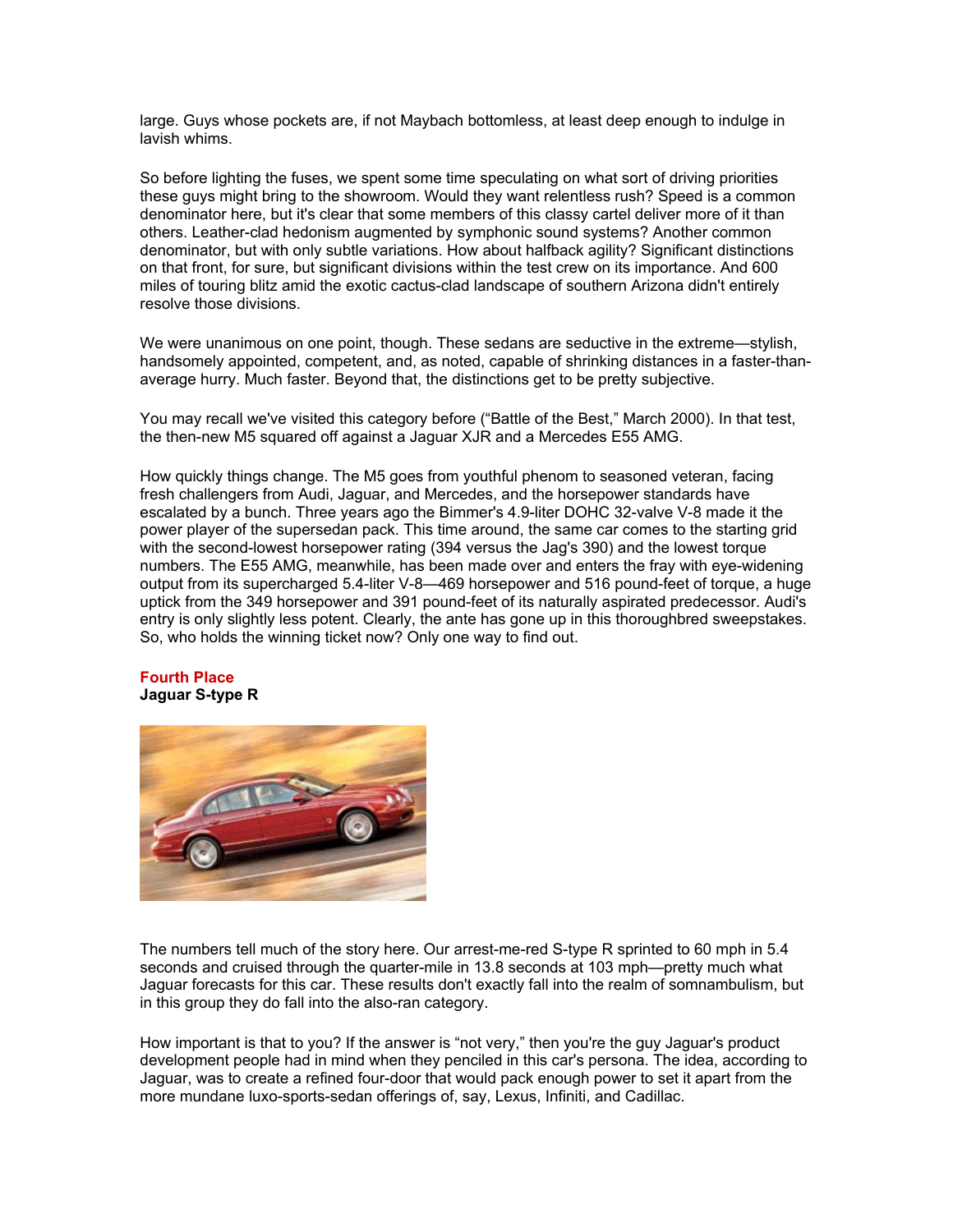large. Guys whose pockets are, if not Maybach bottomless, at least deep enough to indulge in lavish whims.

So before lighting the fuses, we spent some time speculating on what sort of driving priorities these guys might bring to the showroom. Would they want relentless rush? Speed is a common denominator here, but it's clear that some members of this classy cartel deliver more of it than others. Leather-clad hedonism augmented by symphonic sound systems? Another common denominator, but with only subtle variations. How about halfback agility? Significant distinctions on that front, for sure, but significant divisions within the test crew on its importance. And 600 miles of touring blitz amid the exotic cactus-clad landscape of southern Arizona didn't entirely resolve those divisions.

We were unanimous on one point, though. These sedans are seductive in the extreme—stylish, handsomely appointed, competent, and, as noted, capable of shrinking distances in a faster-than-average hurry. Much faster. Beyond that, the distinctions get to be pretty subjective.

You may recall we've visited this category before ("Battle of the Best," March 2000). In that test, the then-new M5 squared off against a Jaguar XJR and a Mercedes E55 AMG.

How quickly things change. The M5 goes from youthful phenom to seasoned veteran, facing fresh challengers from Audi, Jaguar, and Mercedes, and the horsepower standards have escalated by a bunch. Three years ago the Bimmer's 4.9-liter DOHC 32-valve V-8 made it the power player of the supersedan pack. This time around, the same car comes to the starting grid with the second-lowest horsepower rating (394 versus the Jag's 390) and the lowest torque numbers. The E55 AMG, meanwhile, has been made over and enters the fray with eye-widening output from its supercharged 5.4-liter V-8—469 horsepower and 516 pound-feet of torque, a huge uptick from the 349 horsepower and 391 pound-feet of its naturally aspirated predecessor. Audi's entry is only slightly less potent. Clearly, the ante has gone up in this thoroughbred sweepstakes. So, who holds the winning ticket now? Only one way to find out.

**Fourth Place**
**Jaguar S-type R**

The numbers tell much of the story here. Our arrest-me-red S-type R sprinted to 60 mph in 5.4 seconds and cruised through the quarter-mile in 13.8 seconds at 103 mph—pretty much what Jaguar forecasts for this car. These results don't exactly fall into the realm of somnambulism, but in this group they do fall into the also-ran category.

How important is that to you? If the answer is "not very," then you're the guy Jaguar's product development people had in mind when they penciled in this car's persona. The idea, according to Jaguar, was to create a refined four-door that would pack enough power to set it apart from the more mundane luxo-sports-sedan offerings of, say, Lexus, Infiniti, and Cadillac.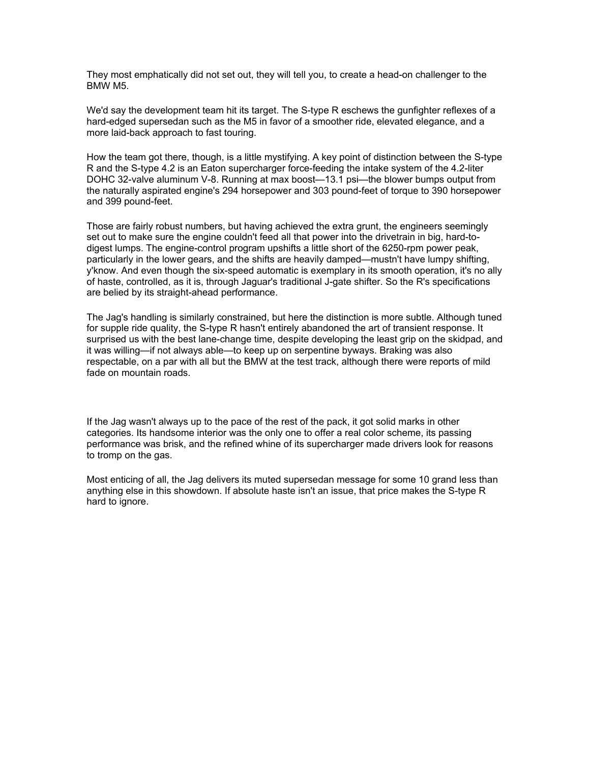They most emphatically did not set out, they will tell you, to create a head-on challenger to the BMW M5.

We'd say the development team hit its target. The S-type R eschews the gunfighter reflexes of a hard-edged supersedan such as the M5 in favor of a smoother ride, elevated elegance, and a more laid-back approach to fast touring.

How the team got there, though, is a little mystifying. A key point of distinction between the S-type R and the S-type 4.2 is an Eaton supercharger force-feeding the intake system of the 4.2-liter DOHC 32-valve aluminum V-8. Running at max boost—13.1 psi—the blower bumps output from the naturally aspirated engine's 294 horsepower and 303 pound-feet of torque to 390 horsepower and 399 pound-feet.

Those are fairly robust numbers, but having achieved the extra grunt, the engineers seemingly set out to make sure the engine couldn't feed all that power into the drivetrain in big, hard-to-digest lumps. The engine-control program upshifts a little short of the 6250-rpm power peak, particularly in the lower gears, and the shifts are heavily damped—mustn't have lumpy shifting, y'know. And even though the six-speed automatic is exemplary in its smooth operation, it's no ally of haste, controlled, as it is, through Jaguar's traditional J-gate shifter. So the R's specifications are belied by its straight-ahead performance.

The Jag's handling is similarly constrained, but here the distinction is more subtle. Although tuned for supple ride quality, the S-type R hasn't entirely abandoned the art of transient response. It surprised us with the best lane-change time, despite developing the least grip on the skidpad, and it was willing—if not always able—to keep up on serpentine byways. Braking was also respectable, on a par with all but the BMW at the test track, although there were reports of mild fade on mountain roads.

If the Jag wasn't always up to the pace of the rest of the pack, it got solid marks in other categories. Its handsome interior was the only one to offer a real color scheme, its passing performance was brisk, and the refined whine of its supercharger made drivers look for reasons to tromp on the gas.

Most enticing of all, the Jag delivers its muted supersedan message for some 10 grand less than anything else in this showdown. If absolute haste isn't an issue, that price makes the S-type R hard to ignore.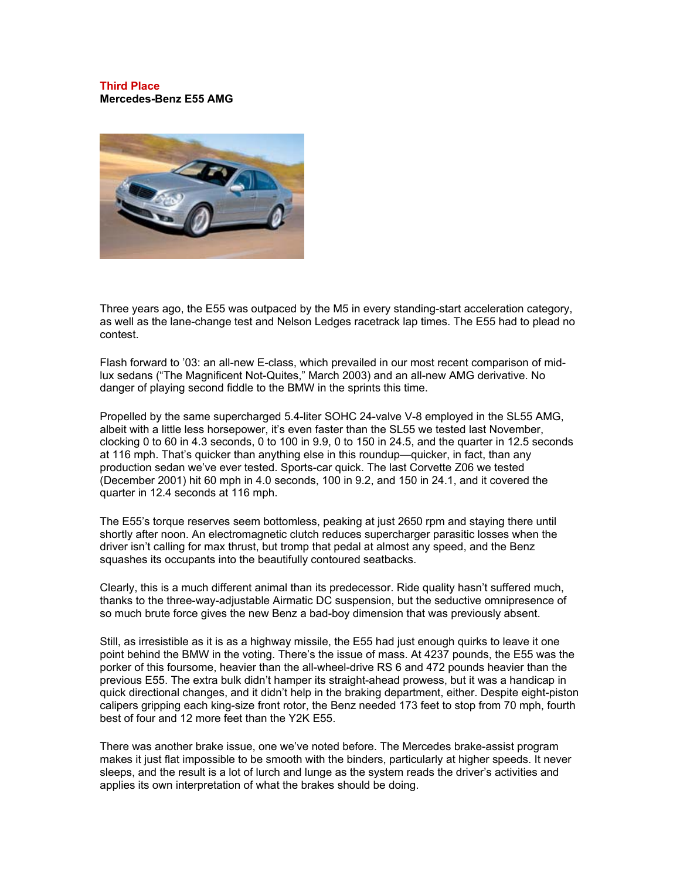**Third Place**
**Mercedes-Benz E55 AMG**

Three years ago, the E55 was outpaced by the M5 in every standing-start acceleration category, as well as the lane-change test and Nelson Ledges racetrack lap times. The E55 had to plead no contest.

Flash forward to '03: an all-new E-class, which prevailed in our most recent comparison of mid-lux sedans ("The Magnificent Not-Quites," March 2003) and an all-new AMG derivative. No danger of playing second fiddle to the BMW in the sprints this time.

Propelled by the same supercharged 5.4-liter SOHC 24-valve V-8 employed in the SL55 AMG, albeit with a little less horsepower, it's even faster than the SL55 we tested last November, clocking 0 to 60 in 4.3 seconds, 0 to 100 in 9.9, 0 to 150 in 24.5, and the quarter in 12.5 seconds at 116 mph. That's quicker than anything else in this roundup—quicker, in fact, than any production sedan we've ever tested. Sports-car quick. The last Corvette Z06 we tested (December 2001) hit 60 mph in 4.0 seconds, 100 in 9.2, and 150 in 24.1, and it covered the quarter in 12.4 seconds at 116 mph.

The E55's torque reserves seem bottomless, peaking at just 2650 rpm and staying there until shortly after noon. An electromagnetic clutch reduces supercharger parasitic losses when the driver isn't calling for max thrust, but tromp that pedal at almost any speed, and the Benz squashes its occupants into the beautifully contoured seatbacks.

Clearly, this is a much different animal than its predecessor. Ride quality hasn't suffered much, thanks to the three-way-adjustable Airmatic DC suspension, but the seductive omnipresence of so much brute force gives the new Benz a bad-boy dimension that was previously absent.

Still, as irresistible as it is as a highway missile, the E55 had just enough quirks to leave it one point behind the BMW in the voting. There's the issue of mass. At 4237 pounds, the E55 was the porker of this foursome, heavier than the all-wheel-drive RS 6 and 472 pounds heavier than the previous E55. The extra bulk didn't hamper its straight-ahead prowess, but it was a handicap in quick directional changes, and it didn't help in the braking department, either. Despite eight-piston calipers gripping each king-size front rotor, the Benz needed 173 feet to stop from 70 mph, fourth best of four and 12 more feet than the Y2K E55.

There was another brake issue, one we've noted before. The Mercedes brake-assist program makes it just flat impossible to be smooth with the binders, particularly at higher speeds. It never sleeps, and the result is a lot of lurch and lunge as the system reads the driver's activities and applies its own interpretation of what the brakes should be doing.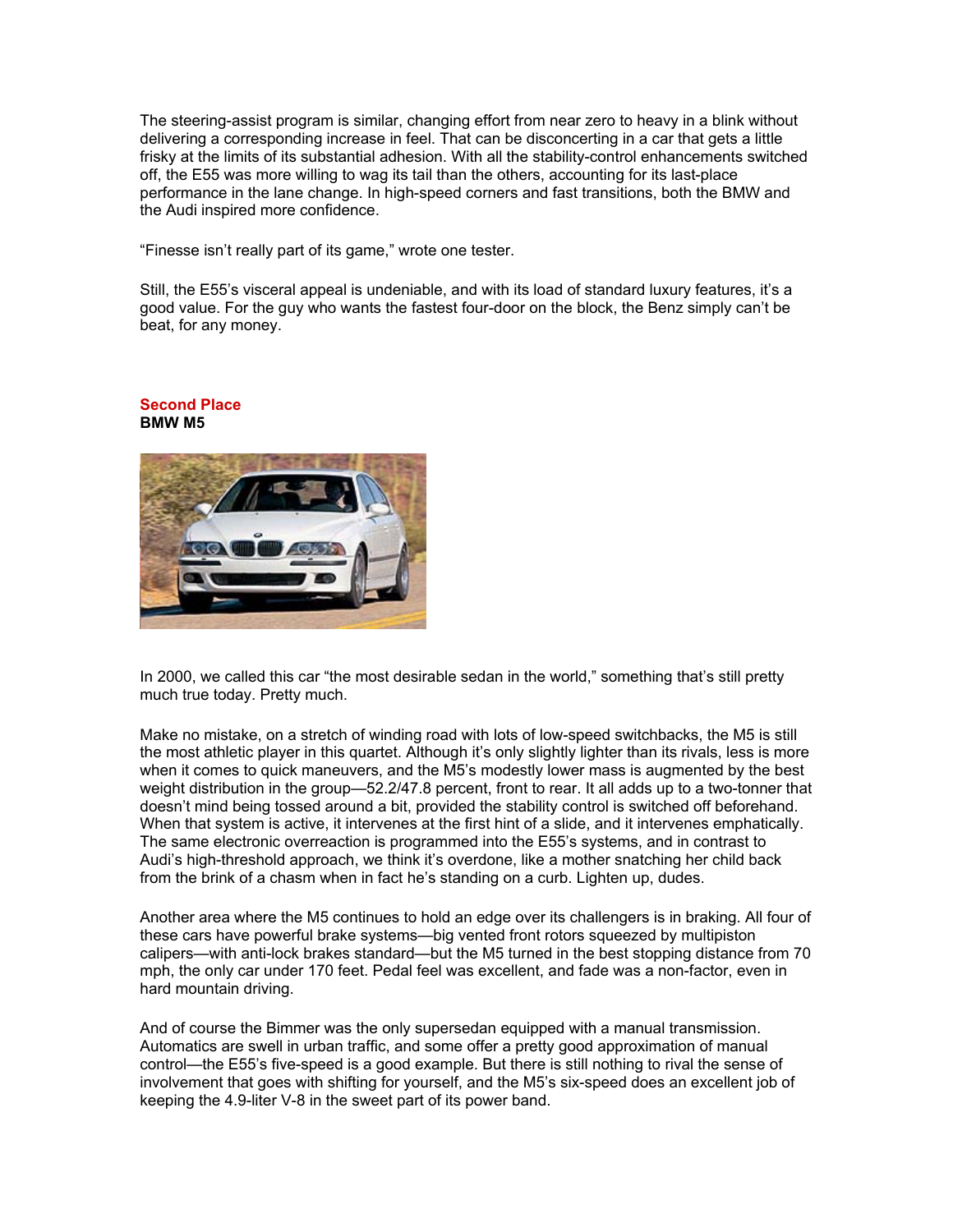The steering-assist program is similar, changing effort from near zero to heavy in a blink without delivering a corresponding increase in feel. That can be disconcerting in a car that gets a little frisky at the limits of its substantial adhesion. With all the stability-control enhancements switched off, the E55 was more willing to wag its tail than the others, accounting for its last-place performance in the lane change. In high-speed corners and fast transitions, both the BMW and the Audi inspired more confidence.

"Finesse isn't really part of its game," wrote one tester.

Still, the E55's visceral appeal is undeniable, and with its load of standard luxury features, it's a good value. For the guy who wants the fastest four-door on the block, the Benz simply can't be beat, for any money.

## Second Place
**BMW M5**

In 2000, we called this car "the most desirable sedan in the world," something that's still pretty much true today. Pretty much.

Make no mistake, on a stretch of winding road with lots of low-speed switchbacks, the M5 is still the most athletic player in this quartet. Although it's only slightly lighter than its rivals, less is more when it comes to quick maneuvers, and the M5's modestly lower mass is augmented by the best weight distribution in the group—52.2/47.8 percent, front to rear. It all adds up to a two-tonner that doesn't mind being tossed around a bit, provided the stability control is switched off beforehand. When that system is active, it intervenes at the first hint of a slide, and it intervenes emphatically. The same electronic overreaction is programmed into the E55's systems, and in contrast to Audi's high-threshold approach, we think it's overdone, like a mother snatching her child back from the brink of a chasm when in fact he's standing on a curb. Lighten up, dudes.

Another area where the M5 continues to hold an edge over its challengers is in braking. All four of these cars have powerful brake systems—big vented front rotors squeezed by multipiston calipers—with anti-lock brakes standard—but the M5 turned in the best stopping distance from 70 mph, the only car under 170 feet. Pedal feel was excellent, and fade was a non-factor, even in hard mountain driving.

And of course the Bimmer was the only supersedan equipped with a manual transmission. Automatics are swell in urban traffic, and some offer a pretty good approximation of manual control—the E55's five-speed is a good example. But there is still nothing to rival the sense of involvement that goes with shifting for yourself, and the M5's six-speed does an excellent job of keeping the 4.9-liter V-8 in the sweet part of its power band.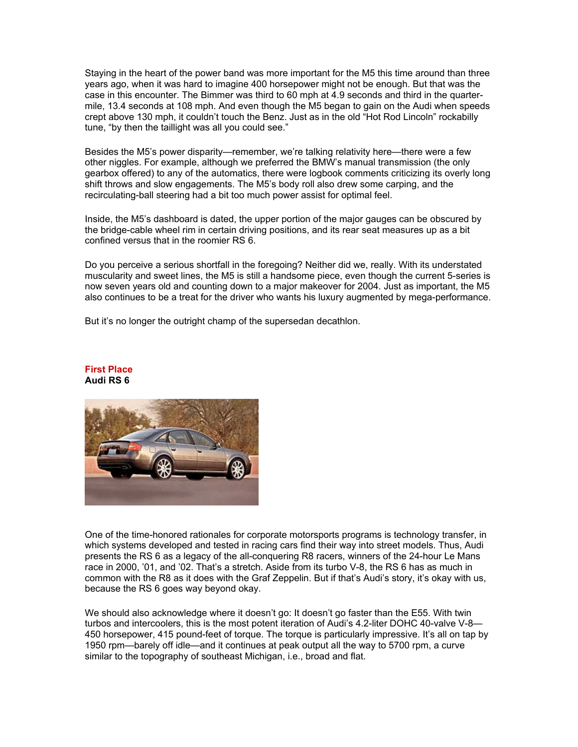Staying in the heart of the power band was more important for the M5 this time around than three years ago, when it was hard to imagine 400 horsepower might not be enough. But that was the case in this encounter. The Bimmer was third to 60 mph at 4.9 seconds and third in the quarter-mile, 13.4 seconds at 108 mph. And even though the M5 began to gain on the Audi when speeds crept above 130 mph, it couldn't touch the Benz. Just as in the old "Hot Rod Lincoln" rockabilly tune, "by then the taillight was all you could see."

Besides the M5's power disparity—remember, we're talking relativity here—there were a few other niggles. For example, although we preferred the BMW's manual transmission (the only gearbox offered) to any of the automatics, there were logbook comments criticizing its overly long shift throws and slow engagements. The M5's body roll also drew some carping, and the recirculating-ball steering had a bit too much power assist for optimal feel.

Inside, the M5's dashboard is dated, the upper portion of the major gauges can be obscured by the bridge-cable wheel rim in certain driving positions, and its rear seat measures up as a bit confined versus that in the roomier RS 6.

Do you perceive a serious shortfall in the foregoing? Neither did we, really. With its understated muscularity and sweet lines, the M5 is still a handsome piece, even though the current 5-series is now seven years old and counting down to a major makeover for 2004. Just as important, the M5 also continues to be a treat for the driver who wants his luxury augmented by mega-performance.

But it's no longer the outright champ of the supersedan decathlon.

## First Place
**Audi RS 6**

One of the time-honored rationales for corporate motorsports programs is technology transfer, in which systems developed and tested in racing cars find their way into street models. Thus, Audi presents the RS 6 as a legacy of the all-conquering R8 racers, winners of the 24-hour Le Mans race in 2000, '01, and '02. That's a stretch. Aside from its turbo V-8, the RS 6 has as much in common with the R8 as it does with the Graf Zeppelin. But if that's Audi's story, it's okay with us, because the RS 6 goes way beyond okay.

We should also acknowledge where it doesn't go: It doesn't go faster than the E55. With twin turbos and intercoolers, this is the most potent iteration of Audi's 4.2-liter DOHC 40-valve V-8—450 horsepower, 415 pound-feet of torque. The torque is particularly impressive. It's all on tap by 1950 rpm—barely off idle—and it continues at peak output all the way to 5700 rpm, a curve similar to the topography of southeast Michigan, i.e., broad and flat.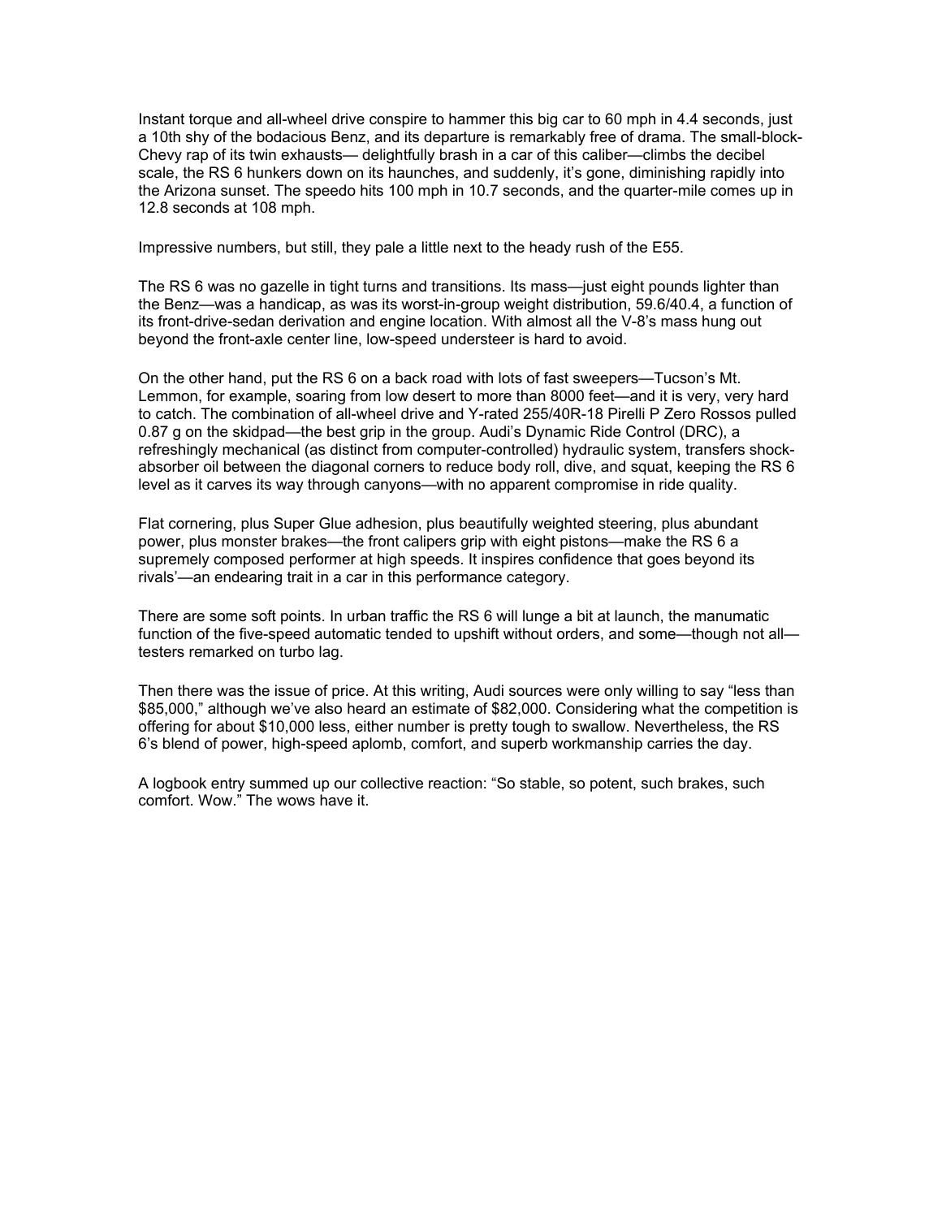Instant torque and all-wheel drive conspire to hammer this big car to 60 mph in 4.4 seconds, just a 10th shy of the bodacious Benz, and its departure is remarkably free of drama. The small-block-Chevy rap of its twin exhausts— delightfully brash in a car of this caliber—climbs the decibel scale, the RS 6 hunkers down on its haunches, and suddenly, it's gone, diminishing rapidly into the Arizona sunset. The speedo hits 100 mph in 10.7 seconds, and the quarter-mile comes up in 12.8 seconds at 108 mph.

Impressive numbers, but still, they pale a little next to the heady rush of the E55.

The RS 6 was no gazelle in tight turns and transitions. Its mass—just eight pounds lighter than the Benz—was a handicap, as was its worst-in-group weight distribution, 59.6/40.4, a function of its front-drive-sedan derivation and engine location. With almost all the V-8's mass hung out beyond the front-axle center line, low-speed understeer is hard to avoid.

On the other hand, put the RS 6 on a back road with lots of fast sweepers—Tucson's Mt. Lemmon, for example, soaring from low desert to more than 8000 feet—and it is very, very hard to catch. The combination of all-wheel drive and Y-rated 255/40R-18 Pirelli P Zero Rossos pulled 0.87 g on the skidpad—the best grip in the group. Audi's Dynamic Ride Control (DRC), a refreshingly mechanical (as distinct from computer-controlled) hydraulic system, transfers shock-absorber oil between the diagonal corners to reduce body roll, dive, and squat, keeping the RS 6 level as it carves its way through canyons—with no apparent compromise in ride quality.

Flat cornering, plus Super Glue adhesion, plus beautifully weighted steering, plus abundant power, plus monster brakes—the front calipers grip with eight pistons—make the RS 6 a supremely composed performer at high speeds. It inspires confidence that goes beyond its rivals'—an endearing trait in a car in this performance category.

There are some soft points. In urban traffic the RS 6 will lunge a bit at launch, the manumatic function of the five-speed automatic tended to upshift without orders, and some—though not all—testers remarked on turbo lag.

Then there was the issue of price. At this writing, Audi sources were only willing to say "less than $85,000," although we've also heard an estimate of $82,000. Considering what the competition is offering for about $10,000 less, either number is pretty tough to swallow. Nevertheless, the RS 6's blend of power, high-speed aplomb, comfort, and superb workmanship carries the day.

A logbook entry summed up our collective reaction: "So stable, so potent, such brakes, such comfort. Wow." The wows have it.